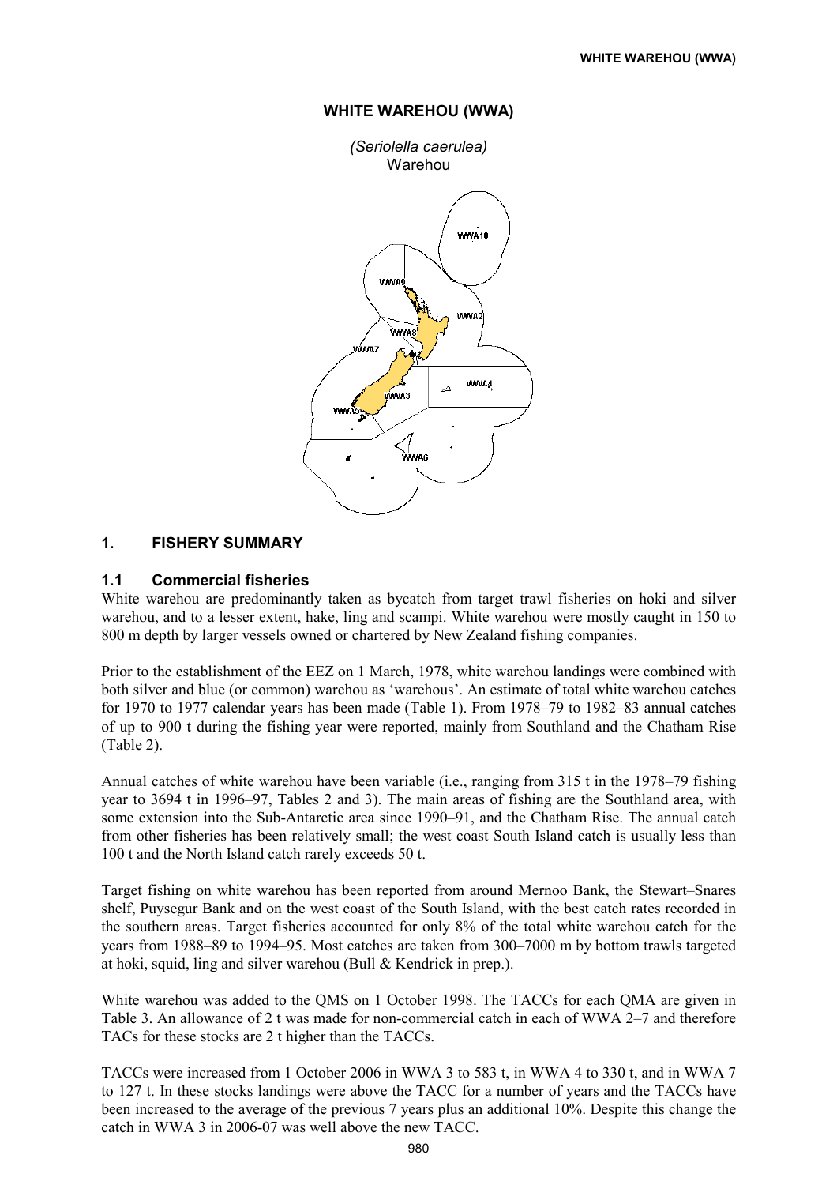# WHITE WAREHOU (WWA)

*(Seriolella caerulea)*
Warehou

## 1. FISHERY SUMMARY

### 1.1 Commercial fisheries

White warehou are predominantly taken as bycatch from target trawl fisheries on hoki and silver warehou, and to a lesser extent, hake, ling and scampi. White warehou were mostly caught in 150 to 800 m depth by larger vessels owned or chartered by New Zealand fishing companies.

Prior to the establishment of the EEZ on 1 March, 1978, white warehou landings were combined with both silver and blue (or common) warehou as 'warehous'. An estimate of total white warehou catches for 1970 to 1977 calendar years has been made (Table 1). From 1978–79 to 1982–83 annual catches of up to 900 t during the fishing year were reported, mainly from Southland and the Chatham Rise (Table 2).

Annual catches of white warehou have been variable (i.e., ranging from 315 t in the 1978–79 fishing year to 3694 t in 1996–97, Tables 2 and 3). The main areas of fishing are the Southland area, with some extension into the Sub-Antarctic area since 1990–91, and the Chatham Rise. The annual catch from other fisheries has been relatively small; the west coast South Island catch is usually less than 100 t and the North Island catch rarely exceeds 50 t.

Target fishing on white warehou has been reported from around Mernoo Bank, the Stewart–Snares shelf, Puysegur Bank and on the west coast of the South Island, with the best catch rates recorded in the southern areas. Target fisheries accounted for only 8% of the total white warehou catch for the years from 1988–89 to 1994–95. Most catches are taken from 300–7000 m by bottom trawls targeted at hoki, squid, ling and silver warehou (Bull & Kendrick in prep.).

White warehou was added to the QMS on 1 October 1998. The TACCs for each QMA are given in Table 3. An allowance of 2 t was made for non-commercial catch in each of WWA 2–7 and therefore TACs for these stocks are 2 t higher than the TACCs.

TACCs were increased from 1 October 2006 in WWA 3 to 583 t, in WWA 4 to 330 t, and in WWA 7 to 127 t. In these stocks landings were above the TACC for a number of years and the TACCs have been increased to the average of the previous 7 years plus an additional 10%. Despite this change the catch in WWA 3 in 2006-07 was well above the new TACC.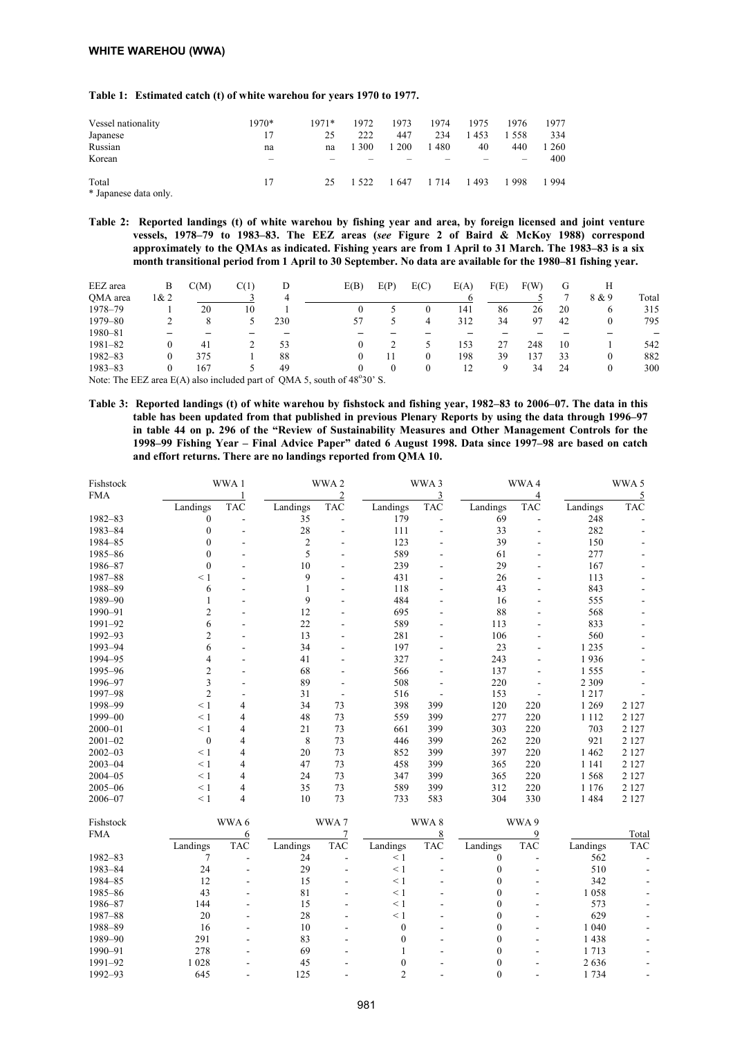**WHITE WAREHOU (WWA)**

**Table 1: Estimated catch (t) of white warehou for years 1970 to 1977.**

| Vessel nationality | 1970* | 1971* | 1972 | 1973 | 1974 | 1975 | 1976 | 1977 |
|---|---|---|---|---|---|---|---|---|
| Japanese | 17 | 25 | 222 | 447 | 234 | 1 453 | 1 558 | 334 |
| Russian | na | na | 1 300 | 1 200 | 1 480 | 40 | 440 | 1 260 |
| Korean | – | – | – | – | – | – | – | 400 |
| Total | 17 | 25 | 1 522 | 1 647 | 1 714 | 1 493 | 1 998 | 1 994 |

\* Japanese data only.

**Table 2: Reported landings (t) of white warehou by fishing year and area, by foreign licensed and joint venture vessels, 1978–79 to 1983–83. The EEZ areas (*see* Figure 2 of Baird & McKoy 1988) correspond approximately to the QMAs as indicated. Fishing years are from 1 April to 31 March. The 1983–83 is a six month transitional period from 1 April to 30 September. No data are available for the 1980–81 fishing year.**

| EEZ area | B | C(M) | C(I) | D | E(B) | E(P) | E(C) | E(A) | F(E) | F(W) | G | H | |
|---|---|---|---|---|---|---|---|---|---|---|---|---|---|
| QMA area | 1& 2 | | 3 | 4 | | | | 6 | | 5 | 7 | 8 & 9 | Total |
| 1978–79 | 1 | 20 | 10 | 1 | 0 | 5 | 0 | 141 | 86 | 26 | 20 | 6 | 315 |
| 1979–80 | 2 | 8 | 5 | 230 | 57 | 5 | 4 | 312 | 34 | 97 | 42 | 0 | 795 |
| 1980–81 | – | – | – | – | – | – | – | – | – | – | – | – | – |
| 1981–82 | 0 | 41 | 2 | 53 | 0 | 2 | 5 | 153 | 27 | 248 | 10 | 1 | 542 |
| 1982–83 | 0 | 375 | 1 | 88 | 0 | 11 | 0 | 198 | 39 | 137 | 33 | 0 | 882 |
| 1983–83 | 0 | 167 | 5 | 49 | 0 | 0 | 0 | 12 | 9 | 34 | 24 | 0 | 300 |

Note: The EEZ area E(A) also included part of QMA 5, south of 48°30' S.

**Table 3: Reported landings (t) of white warehou by fishstock and fishing year, 1982–83 to 2006–07. The data in this table has been updated from that published in previous Plenary Reports by using the data through 1996–97 in table 44 on p. 296 of the "Review of Sustainability Measures and Other Management Controls for the 1998–99 Fishing Year – Final Advice Paper" dated 6 August 1998. Data since 1997–98 are based on catch and effort returns. There are no landings reported from QMA 10.**

| Fishstock | WWA 1 | | WWA 2 | | WWA 3 | | WWA 4 | | WWA 5 | |
|---|---|---|---|---|---|---|---|---|---|---|
| FMA | 1 | | 2 | | 3 | | 4 | | 5 | |
| | Landings | TAC | Landings | TAC | Landings | TAC | Landings | TAC | Landings | TAC |
| 1982–83 | 0 | - | 35 | - | 179 | - | 69 | - | 248 | - |
| 1983–84 | 0 | - | 28 | - | 111 | - | 33 | - | 282 | - |
| 1984–85 | 0 | - | 2 | - | 123 | - | 39 | - | 150 | - |
| 1985–86 | 0 | - | 5 | - | 589 | - | 61 | - | 277 | - |
| 1986–87 | 0 | - | 10 | - | 239 | - | 29 | - | 167 | - |
| 1987–88 | < 1 | - | 9 | - | 431 | - | 26 | - | 113 | - |
| 1988–89 | 6 | - | 1 | - | 118 | - | 43 | - | 843 | - |
| 1989–90 | 1 | - | 9 | - | 484 | - | 16 | - | 555 | - |
| 1990–91 | 2 | - | 12 | - | 695 | - | 88 | - | 568 | - |
| 1991–92 | 6 | - | 22 | - | 589 | - | 113 | - | 833 | - |
| 1992–93 | 2 | - | 13 | - | 281 | - | 106 | - | 560 | - |
| 1993–94 | 6 | - | 34 | - | 197 | - | 23 | - | 1 235 | - |
| 1994–95 | 4 | - | 41 | - | 327 | - | 243 | - | 1 936 | - |
| 1995–96 | 2 | - | 68 | - | 566 | - | 137 | - | 1 555 | - |
| 1996–97 | 3 | - | 89 | - | 508 | - | 220 | - | 2 309 | - |
| 1997–98 | 2 | - | 31 | - | 516 | - | 153 | - | 1 217 | - |
| 1998–99 | < 1 | 4 | 34 | 73 | 398 | 399 | 120 | 220 | 1 269 | 2 127 |
| 1999–00 | < 1 | 4 | 48 | 73 | 559 | 399 | 277 | 220 | 1 112 | 2 127 |
| 2000–01 | < 1 | 4 | 21 | 73 | 661 | 399 | 303 | 220 | 703 | 2 127 |
| 2001–02 | 0 | 4 | 8 | 73 | 446 | 399 | 262 | 220 | 921 | 2 127 |
| 2002–03 | < 1 | 4 | 20 | 73 | 852 | 399 | 397 | 220 | 1 462 | 2 127 |
| 2003–04 | < 1 | 4 | 47 | 73 | 458 | 399 | 365 | 220 | 1 141 | 2 127 |
| 2004–05 | < 1 | 4 | 24 | 73 | 347 | 399 | 365 | 220 | 1 568 | 2 127 |
| 2005–06 | < 1 | 4 | 35 | 73 | 589 | 399 | 312 | 220 | 1 176 | 2 127 |
| 2006–07 | < 1 | 4 | 10 | 73 | 733 | 583 | 304 | 330 | 1 484 | 2 127 |

| Fishstock | WWA 6 | | WWA 7 | | WWA 8 | | WWA 9 | | | |
|---|---|---|---|---|---|---|---|---|---|---|
| FMA | 6 | | 7 | | 8 | | 9 | | Total | |
| | Landings | TAC | Landings | TAC | Landings | TAC | Landings | TAC | Landings | TAC |
| 1982–83 | 7 | - | 24 | - | < 1 | - | 0 | - | 562 | - |
| 1983–84 | 24 | - | 29 | - | < 1 | - | 0 | - | 510 | - |
| 1984–85 | 12 | - | 15 | - | < 1 | - | 0 | - | 342 | - |
| 1985–86 | 43 | - | 81 | - | < 1 | - | 0 | - | 1 058 | - |
| 1986–87 | 144 | - | 15 | - | < 1 | - | 0 | - | 573 | - |
| 1987–88 | 20 | - | 28 | - | < 1 | - | 0 | - | 629 | - |
| 1988–89 | 16 | - | 10 | - | 0 | - | 0 | - | 1 040 | - |
| 1989–90 | 291 | - | 83 | - | 0 | - | 0 | - | 1 438 | - |
| 1990–91 | 278 | - | 69 | - | 1 | - | 0 | - | 1 713 | - |
| 1991–92 | 1 028 | - | 45 | - | 0 | - | 0 | - | 2 636 | - |
| 1992–93 | 645 | - | 125 | - | 2 | - | 0 | - | 1 734 | - |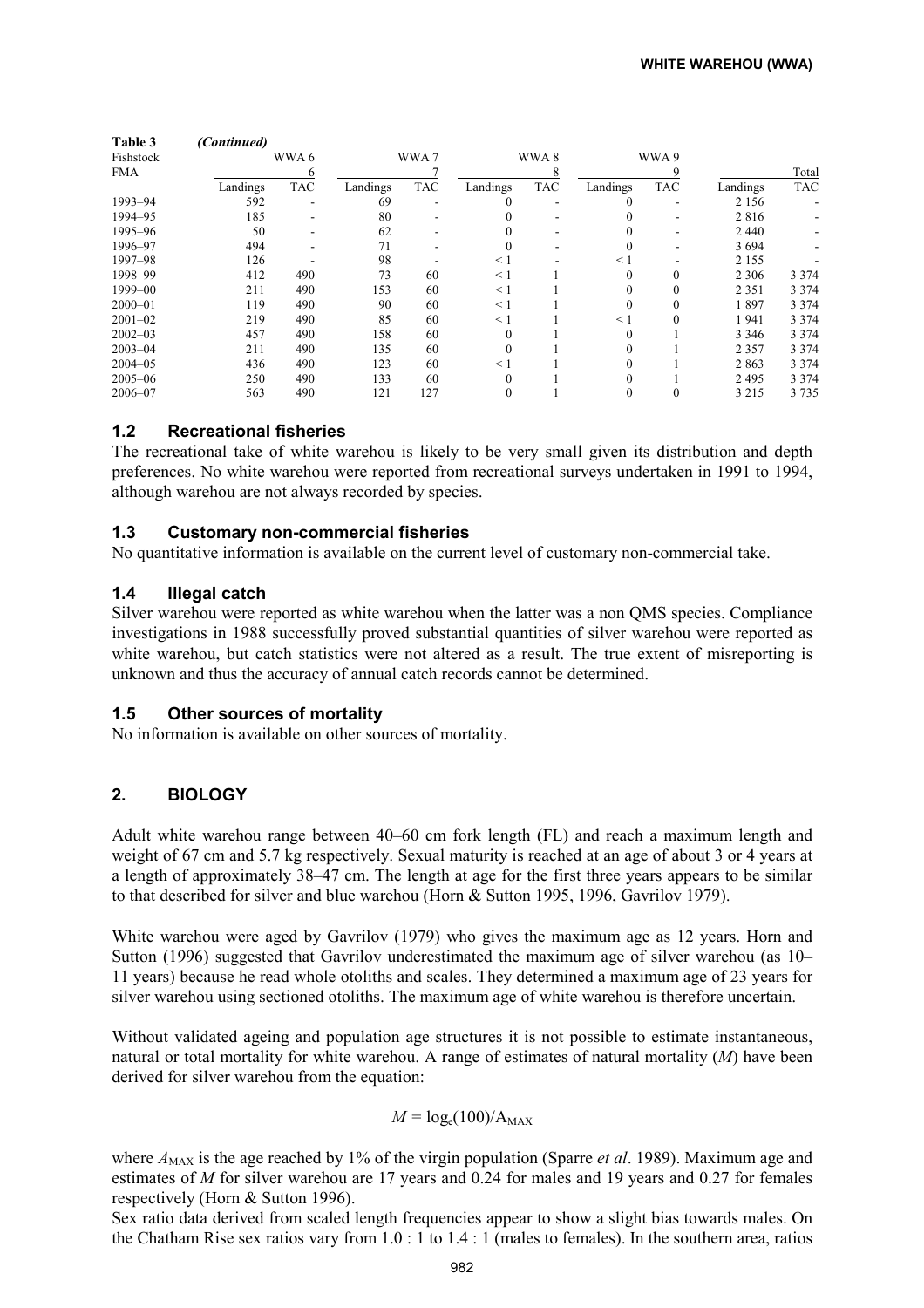**Table 3** *(Continued)*

| Fishstock | WWA 6 | | WWA 7 | | WWA 8 | | WWA 9 | | | |
|---|---|---|---|---|---|---|---|---|---|---|
| FMA | 6 | | 7 | | 8 | | 9 | | | Total |
| | Landings | TAC | Landings | TAC | Landings | TAC | Landings | TAC | Landings | TAC |
| 1993–94 | 592 | - | 69 | - | 0 | - | 0 | - | 2 156 | - |
| 1994–95 | 185 | - | 80 | - | 0 | - | 0 | - | 2 816 | - |
| 1995–96 | 50 | - | 62 | - | 0 | - | 0 | - | 2 440 | - |
| 1996–97 | 494 | - | 71 | - | 0 | - | 0 | - | 3 694 | - |
| 1997–98 | 126 | - | 98 | - | < 1 | - | < 1 | - | 2 155 | - |
| 1998–99 | 412 | 490 | 73 | 60 | < 1 | 1 | 0 | 0 | 2 306 | 3 374 |
| 1999–00 | 211 | 490 | 153 | 60 | < 1 | 1 | 0 | 0 | 2 351 | 3 374 |
| 2000–01 | 119 | 490 | 90 | 60 | < 1 | 1 | 0 | 0 | 1 897 | 3 374 |
| 2001–02 | 219 | 490 | 85 | 60 | < 1 | 1 | < 1 | 0 | 1 941 | 3 374 |
| 2002–03 | 457 | 490 | 158 | 60 | 0 | 1 | 0 | 1 | 3 346 | 3 374 |
| 2003–04 | 211 | 490 | 135 | 60 | 0 | 1 | 0 | 1 | 2 357 | 3 374 |
| 2004–05 | 436 | 490 | 123 | 60 | < 1 | 1 | 0 | 1 | 2 863 | 3 374 |
| 2005–06 | 250 | 490 | 133 | 60 | 0 | 1 | 0 | 1 | 2 495 | 3 374 |
| 2006–07 | 563 | 490 | 121 | 127 | 0 | 1 | 0 | 0 | 3 215 | 3 735 |

### 1.2 Recreational fisheries

The recreational take of white warehou is likely to be very small given its distribution and depth preferences. No white warehou were reported from recreational surveys undertaken in 1991 to 1994, although warehou are not always recorded by species.

### 1.3 Customary non-commercial fisheries

No quantitative information is available on the current level of customary non-commercial take.

### 1.4 Illegal catch

Silver warehou were reported as white warehou when the latter was a non QMS species. Compliance investigations in 1988 successfully proved substantial quantities of silver warehou were reported as white warehou, but catch statistics were not altered as a result. The true extent of misreporting is unknown and thus the accuracy of annual catch records cannot be determined.

### 1.5 Other sources of mortality

No information is available on other sources of mortality.

## 2. BIOLOGY

Adult white warehou range between 40–60 cm fork length (FL) and reach a maximum length and weight of 67 cm and 5.7 kg respectively. Sexual maturity is reached at an age of about 3 or 4 years at a length of approximately 38–47 cm. The length at age for the first three years appears to be similar to that described for silver and blue warehou (Horn & Sutton 1995, 1996, Gavrilov 1979).

White warehou were aged by Gavrilov (1979) who gives the maximum age as 12 years. Horn and Sutton (1996) suggested that Gavrilov underestimated the maximum age of silver warehou (as 10–11 years) because he read whole otoliths and scales. They determined a maximum age of 23 years for silver warehou using sectioned otoliths. The maximum age of white warehou is therefore uncertain.

Without validated ageing and population age structures it is not possible to estimate instantaneous, natural or total mortality for white warehou. A range of estimates of natural mortality ($M$) have been derived for silver warehou from the equation:

$$M = \log_e(100)/A_{MAX}$$

where $A_{MAX}$ is the age reached by 1% of the virgin population (Sparre *et al*. 1989). Maximum age and estimates of $M$ for silver warehou are 17 years and 0.24 for males and 19 years and 0.27 for females respectively (Horn & Sutton 1996).

Sex ratio data derived from scaled length frequencies appear to show a slight bias towards males. On the Chatham Rise sex ratios vary from 1.0 : 1 to 1.4 : 1 (males to females). In the southern area, ratios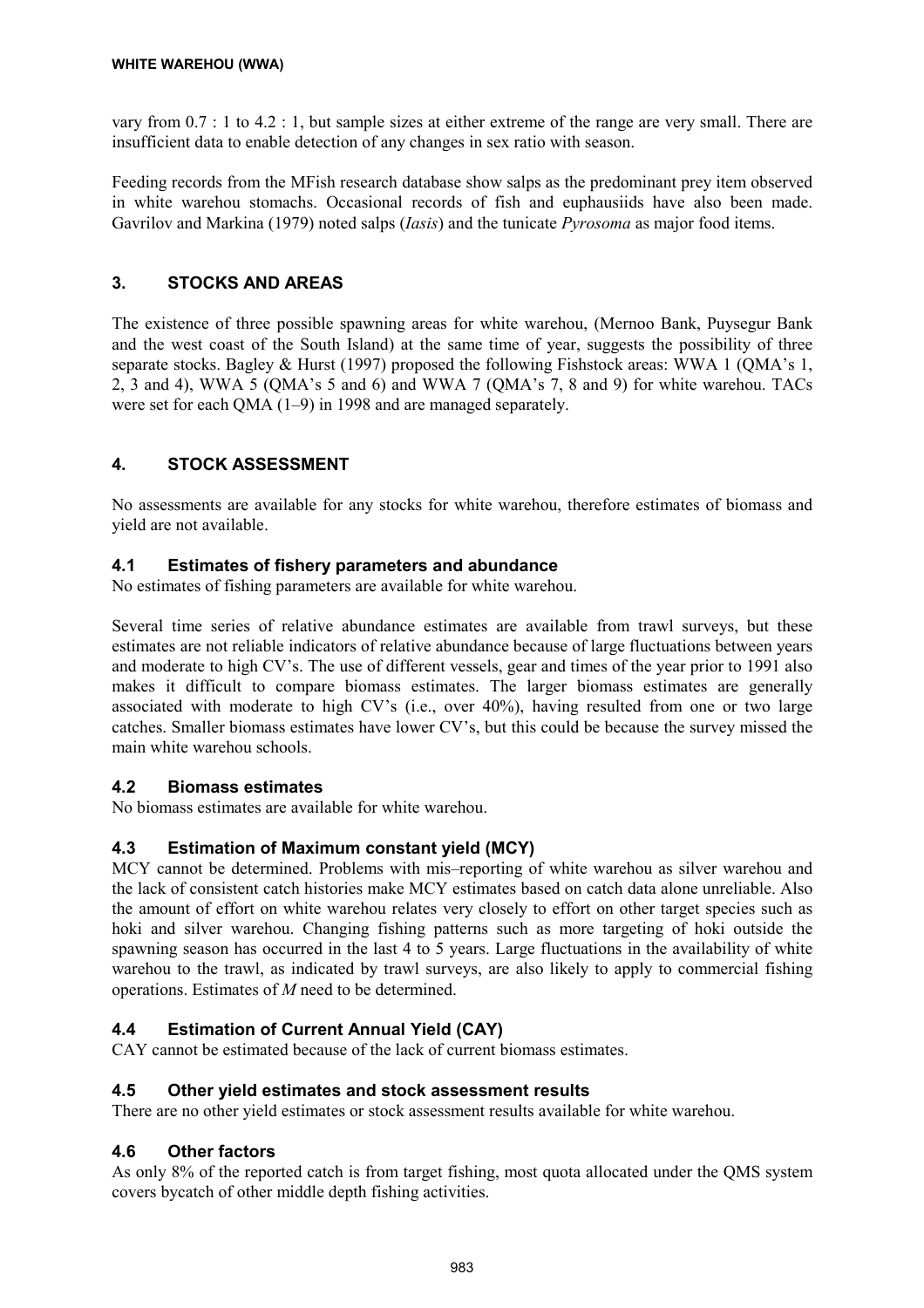vary from 0.7 : 1 to 4.2 : 1, but sample sizes at either extreme of the range are very small. There are insufficient data to enable detection of any changes in sex ratio with season.

Feeding records from the MFish research database show salps as the predominant prey item observed in white warehou stomachs. Occasional records of fish and euphausiids have also been made. Gavrilov and Markina (1979) noted salps (*Iasis*) and the tunicate *Pyrosoma* as major food items.

## 3. STOCKS AND AREAS

The existence of three possible spawning areas for white warehou, (Mernoo Bank, Puysegur Bank and the west coast of the South Island) at the same time of year, suggests the possibility of three separate stocks. Bagley & Hurst (1997) proposed the following Fishstock areas: WWA 1 (QMA's 1, 2, 3 and 4), WWA 5 (QMA's 5 and 6) and WWA 7 (QMA's 7, 8 and 9) for white warehou. TACs were set for each QMA (1–9) in 1998 and are managed separately.

## 4. STOCK ASSESSMENT

No assessments are available for any stocks for white warehou, therefore estimates of biomass and yield are not available.

### 4.1 Estimates of fishery parameters and abundance

No estimates of fishing parameters are available for white warehou.

Several time series of relative abundance estimates are available from trawl surveys, but these estimates are not reliable indicators of relative abundance because of large fluctuations between years and moderate to high CV's. The use of different vessels, gear and times of the year prior to 1991 also makes it difficult to compare biomass estimates. The larger biomass estimates are generally associated with moderate to high CV's (i.e., over 40%), having resulted from one or two large catches. Smaller biomass estimates have lower CV's, but this could be because the survey missed the main white warehou schools.

### 4.2 Biomass estimates

No biomass estimates are available for white warehou.

### 4.3 Estimation of Maximum constant yield (MCY)

MCY cannot be determined. Problems with mis–reporting of white warehou as silver warehou and the lack of consistent catch histories make MCY estimates based on catch data alone unreliable. Also the amount of effort on white warehou relates very closely to effort on other target species such as hoki and silver warehou. Changing fishing patterns such as more targeting of hoki outside the spawning season has occurred in the last 4 to 5 years. Large fluctuations in the availability of white warehou to the trawl, as indicated by trawl surveys, are also likely to apply to commercial fishing operations. Estimates of *M* need to be determined.

### 4.4 Estimation of Current Annual Yield (CAY)

CAY cannot be estimated because of the lack of current biomass estimates.

### 4.5 Other yield estimates and stock assessment results

There are no other yield estimates or stock assessment results available for white warehou.

### 4.6 Other factors

As only 8% of the reported catch is from target fishing, most quota allocated under the QMS system covers bycatch of other middle depth fishing activities.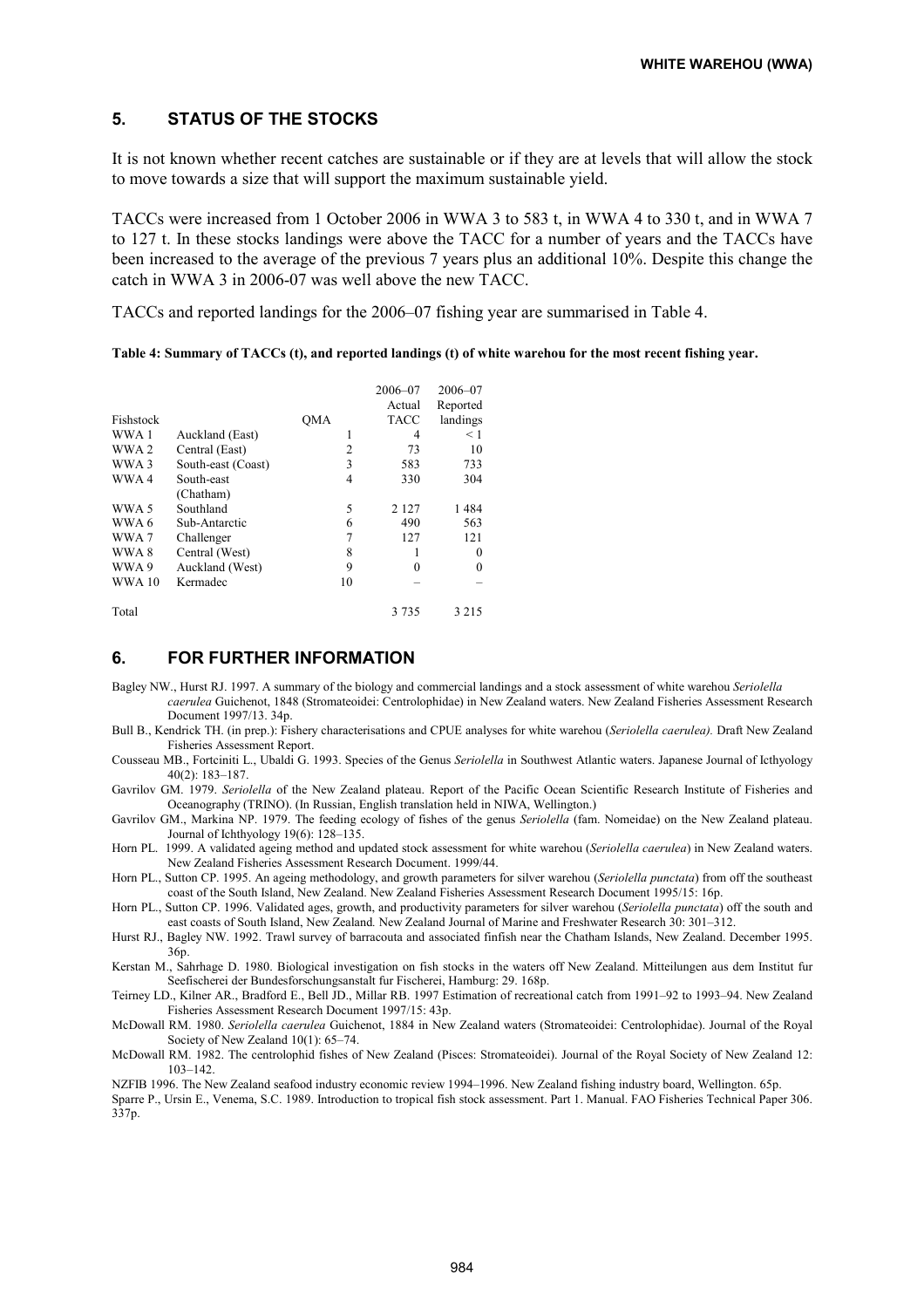## 5. STATUS OF THE STOCKS

It is not known whether recent catches are sustainable or if they are at levels that will allow the stock to move towards a size that will support the maximum sustainable yield.

TACCs were increased from 1 October 2006 in WWA 3 to 583 t, in WWA 4 to 330 t, and in WWA 7 to 127 t. In these stocks landings were above the TACC for a number of years and the TACCs have been increased to the average of the previous 7 years plus an additional 10%. Despite this change the catch in WWA 3 in 2006-07 was well above the new TACC.

TACCs and reported landings for the 2006–07 fishing year are summarised in Table 4.

**Table 4: Summary of TACCs (t), and reported landings (t) of white warehou for the most recent fishing year.**

| Fishstock | | QMA | 2006–07 Actual TACC | 2006–07 Reported landings |
|---|---|---|---|---|
| WWA 1 | Auckland (East) | 1 | 4 | < 1 |
| WWA 2 | Central (East) | 2 | 73 | 10 |
| WWA 3 | South-east (Coast) | 3 | 583 | 733 |
| WWA 4 | South-east (Chatham) | 4 | 330 | 304 |
| WWA 5 | Southland | 5 | 2 127 | 1 484 |
| WWA 6 | Sub-Antarctic | 6 | 490 | 563 |
| WWA 7 | Challenger | 7 | 127 | 121 |
| WWA 8 | Central (West) | 8 | 1 | 0 |
| WWA 9 | Auckland (West) | 9 | 0 | 0 |
| WWA 10 | Kermadec | 10 | – | – |
| Total | | | 3 735 | 3 215 |

## 6. FOR FURTHER INFORMATION

Bagley NW., Hurst RJ. 1997. A summary of the biology and commercial landings and a stock assessment of white warehou *Seriolella caerulea* Guichenot, 1848 (Stromateoidei: Centrolophidae) in New Zealand waters. New Zealand Fisheries Assessment Research Document 1997/13. 34p.

Bull B., Kendrick TH. (in prep.): Fishery characterisations and CPUE analyses for white warehou (*Seriolella caerulea).* Draft New Zealand Fisheries Assessment Report.

Cousseau MB., Fortciniti L., Ubaldi G. 1993. Species of the Genus *Seriolella* in Southwest Atlantic waters. Japanese Journal of Icthyology 40(2): 183–187.

Gavrilov GM. 1979. *Seriolella* of the New Zealand plateau. Report of the Pacific Ocean Scientific Research Institute of Fisheries and Oceanography (TRINO). (In Russian, English translation held in NIWA, Wellington.)

Gavrilov GM., Markina NP. 1979. The feeding ecology of fishes of the genus *Seriolella* (fam. Nomeidae) on the New Zealand plateau. Journal of Ichthyology 19(6): 128–135.

Horn PL. 1999. A validated ageing method and updated stock assessment for white warehou (*Seriolella caerulea*) in New Zealand waters. New Zealand Fisheries Assessment Research Document. 1999/44.

Horn PL., Sutton CP. 1995. An ageing methodology, and growth parameters for silver warehou (*Seriolella punctata*) from off the southeast coast of the South Island, New Zealand. New Zealand Fisheries Assessment Research Document 1995/15: 16p.

Horn PL., Sutton CP. 1996. Validated ages, growth, and productivity parameters for silver warehou (*Seriolella punctata*) off the south and east coasts of South Island, New Zealand*.* New Zealand Journal of Marine and Freshwater Research 30: 301–312.

Hurst RJ., Bagley NW. 1992. Trawl survey of barracouta and associated finfish near the Chatham Islands, New Zealand. December 1995. 36p.

Kerstan M., Sahrhage D. 1980. Biological investigation on fish stocks in the waters off New Zealand. Mitteilungen aus dem Institut fur Seefischerei der Bundesforschungsanstalt fur Fischerei, Hamburg: 29. 168p.

Teirney LD., Kilner AR., Bradford E., Bell JD., Millar RB. 1997 Estimation of recreational catch from 1991–92 to 1993–94. New Zealand Fisheries Assessment Research Document 1997/15: 43p.

McDowall RM. 1980. *Seriolella caerulea* Guichenot, 1884 in New Zealand waters (Stromateoidei: Centrolophidae). Journal of the Royal Society of New Zealand 10(1): 65–74.

McDowall RM. 1982. The centrolophid fishes of New Zealand (Pisces: Stromateoidei). Journal of the Royal Society of New Zealand 12: 103–142.

NZFIB 1996. The New Zealand seafood industry economic review 1994–1996. New Zealand fishing industry board, Wellington. 65p.

Sparre P., Ursin E., Venema, S.C. 1989. Introduction to tropical fish stock assessment. Part 1. Manual. FAO Fisheries Technical Paper 306. 337p.